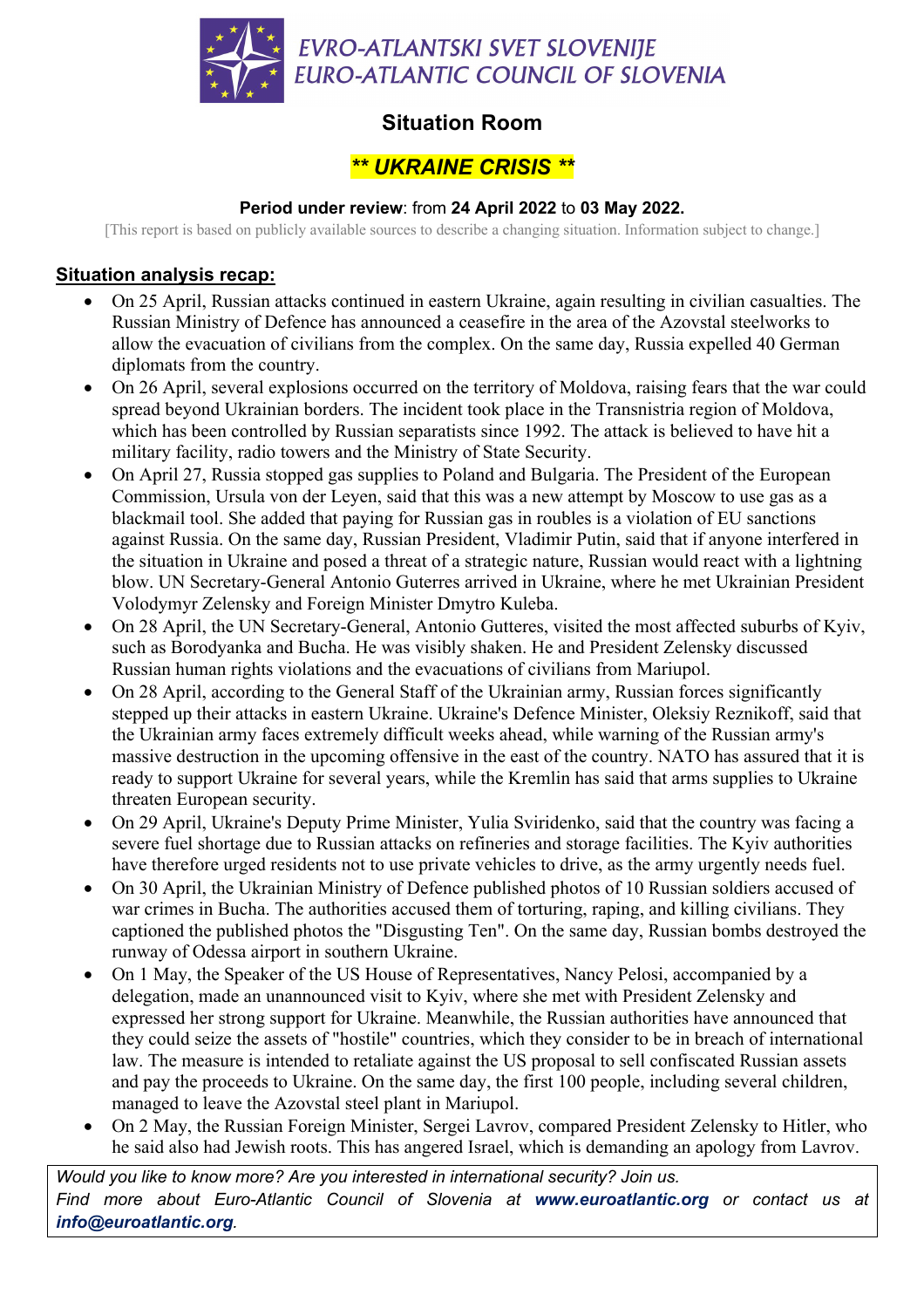# EVRO-ATLANTSKI SVET SLOVENIJE
# EURO-ATLANTIC COUNCIL OF SLOVENIA

## Situation Room

## *** UKRAINE CRISIS ***

**Period under review**: from **24 April 2022** to **03 May 2022.**

[This report is based on publicly available sources to describe a changing situation. Information subject to change.]

### Situation analysis recap:

- On 25 April, Russian attacks continued in eastern Ukraine, again resulting in civilian casualties. The Russian Ministry of Defence has announced a ceasefire in the area of the Azovstal steelworks to allow the evacuation of civilians from the complex. On the same day, Russia expelled 40 German diplomats from the country.
- On 26 April, several explosions occurred on the territory of Moldova, raising fears that the war could spread beyond Ukrainian borders. The incident took place in the Transnistria region of Moldova, which has been controlled by Russian separatists since 1992. The attack is believed to have hit a military facility, radio towers and the Ministry of State Security.
- On April 27, Russia stopped gas supplies to Poland and Bulgaria. The President of the European Commission, Ursula von der Leyen, said that this was a new attempt by Moscow to use gas as a blackmail tool. She added that paying for Russian gas in roubles is a violation of EU sanctions against Russia. On the same day, Russian President, Vladimir Putin, said that if anyone interfered in the situation in Ukraine and posed a threat of a strategic nature, Russian would react with a lightning blow. UN Secretary-General Antonio Guterres arrived in Ukraine, where he met Ukrainian President Volodymyr Zelensky and Foreign Minister Dmytro Kuleba.
- On 28 April, the UN Secretary-General, Antonio Gutteres, visited the most affected suburbs of Kyiv, such as Borodyanka and Bucha. He was visibly shaken. He and President Zelensky discussed Russian human rights violations and the evacuations of civilians from Mariupol.
- On 28 April, according to the General Staff of the Ukrainian army, Russian forces significantly stepped up their attacks in eastern Ukraine. Ukraine's Defence Minister, Oleksiy Reznikoff, said that the Ukrainian army faces extremely difficult weeks ahead, while warning of the Russian army's massive destruction in the upcoming offensive in the east of the country. NATO has assured that it is ready to support Ukraine for several years, while the Kremlin has said that arms supplies to Ukraine threaten European security.
- On 29 April, Ukraine's Deputy Prime Minister, Yulia Sviridenko, said that the country was facing a severe fuel shortage due to Russian attacks on refineries and storage facilities. The Kyiv authorities have therefore urged residents not to use private vehicles to drive, as the army urgently needs fuel.
- On 30 April, the Ukrainian Ministry of Defence published photos of 10 Russian soldiers accused of war crimes in Bucha. The authorities accused them of torturing, raping, and killing civilians. They captioned the published photos the "Disgusting Ten". On the same day, Russian bombs destroyed the runway of Odessa airport in southern Ukraine.
- On 1 May, the Speaker of the US House of Representatives, Nancy Pelosi, accompanied by a delegation, made an unannounced visit to Kyiv, where she met with President Zelensky and expressed her strong support for Ukraine. Meanwhile, the Russian authorities have announced that they could seize the assets of "hostile" countries, which they consider to be in breach of international law. The measure is intended to retaliate against the US proposal to sell confiscated Russian assets and pay the proceeds to Ukraine. On the same day, the first 100 people, including several children, managed to leave the Azovstal steel plant in Mariupol.
- On 2 May, the Russian Foreign Minister, Sergei Lavrov, compared President Zelensky to Hitler, who he said also had Jewish roots. This has angered Israel, which is demanding an apology from Lavrov.

*Would you like to know more? Are you interested in international security? Join us. Find more about Euro-Atlantic Council of Slovenia at **www.euroatlantic.org** or contact us at **info@euroatlantic.org**.*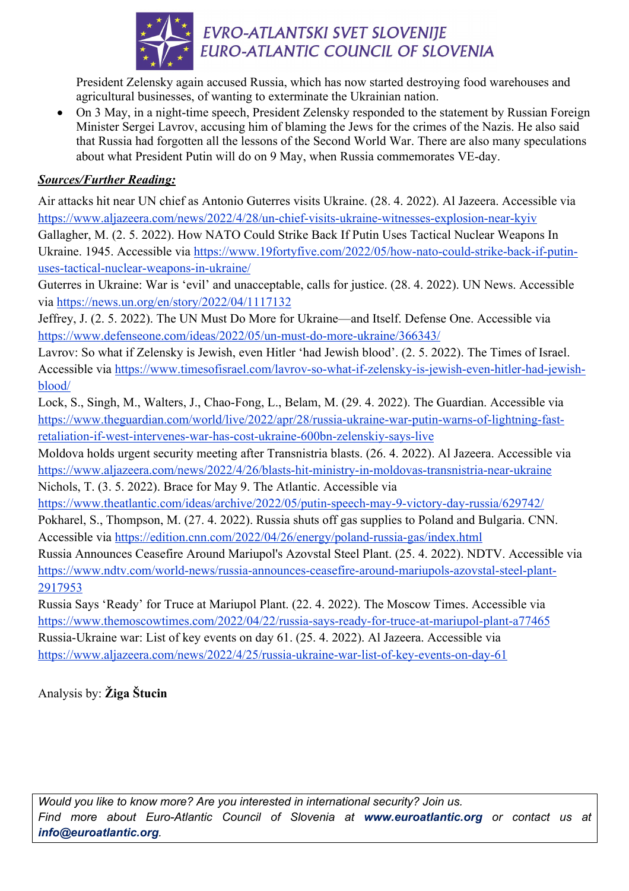President Zelensky again accused Russia, which has now started destroying food warehouses and agricultural businesses, of wanting to exterminate the Ukrainian nation.

- On 3 May, in a night-time speech, President Zelensky responded to the statement by Russian Foreign Minister Sergei Lavrov, accusing him of blaming the Jews for the crimes of the Nazis. He also said that Russia had forgotten all the lessons of the Second World War. There are also many speculations about what President Putin will do on 9 May, when Russia commemorates VE-day.

***Sources/Further Reading:***

Air attacks hit near UN chief as Antonio Guterres visits Ukraine. (28. 4. 2022). Al Jazeera. Accessible via https://www.aljazeera.com/news/2022/4/28/un-chief-visits-ukraine-witnesses-explosion-near-kyiv

Gallagher, M. (2. 5. 2022). How NATO Could Strike Back If Putin Uses Tactical Nuclear Weapons In Ukraine. 1945. Accessible via https://www.19fortyfive.com/2022/05/how-nato-could-strike-back-if-putin-uses-tactical-nuclear-weapons-in-ukraine/

Guterres in Ukraine: War is 'evil' and unacceptable, calls for justice. (28. 4. 2022). UN News. Accessible via https://news.un.org/en/story/2022/04/1117132

Jeffrey, J. (2. 5. 2022). The UN Must Do More for Ukraine—and Itself. Defense One. Accessible via https://www.defenseone.com/ideas/2022/05/un-must-do-more-ukraine/366343/

Lavrov: So what if Zelensky is Jewish, even Hitler 'had Jewish blood'. (2. 5. 2022). The Times of Israel. Accessible via https://www.timesofisrael.com/lavrov-so-what-if-zelensky-is-jewish-even-hitler-had-jewish-blood/

Lock, S., Singh, M., Walters, J., Chao-Fong, L., Belam, M. (29. 4. 2022). The Guardian. Accessible via https://www.theguardian.com/world/live/2022/apr/28/russia-ukraine-war-putin-warns-of-lightning-fast-retaliation-if-west-intervenes-war-has-cost-ukraine-600bn-zelenskiy-says-live

Moldova holds urgent security meeting after Transnistria blasts. (26. 4. 2022). Al Jazeera. Accessible via https://www.aljazeera.com/news/2022/4/26/blasts-hit-ministry-in-moldovas-transnistria-near-ukraine

Nichols, T. (3. 5. 2022). Brace for May 9. The Atlantic. Accessible via https://www.theatlantic.com/ideas/archive/2022/05/putin-speech-may-9-victory-day-russia/629742/

Pokharel, S., Thompson, M. (27. 4. 2022). Russia shuts off gas supplies to Poland and Bulgaria. CNN. Accessible via https://edition.cnn.com/2022/04/26/energy/poland-russia-gas/index.html

Russia Announces Ceasefire Around Mariupol's Azovstal Steel Plant. (25. 4. 2022). NDTV. Accessible via https://www.ndtv.com/world-news/russia-announces-ceasefire-around-mariupols-azovstal-steel-plant-2917953

Russia Says 'Ready' for Truce at Mariupol Plant. (22. 4. 2022). The Moscow Times. Accessible via https://www.themoscowtimes.com/2022/04/22/russia-says-ready-for-truce-at-mariupol-plant-a77465

Russia-Ukraine war: List of key events on day 61. (25. 4. 2022). Al Jazeera. Accessible via https://www.aljazeera.com/news/2022/4/25/russia-ukraine-war-list-of-key-events-on-day-61

Analysis by: **Žiga Štucin**

*Would you like to know more? Are you interested in international security? Join us. Find more about Euro-Atlantic Council of Slovenia at **www.euroatlantic.org** or contact us at **info@euroatlantic.org**.*